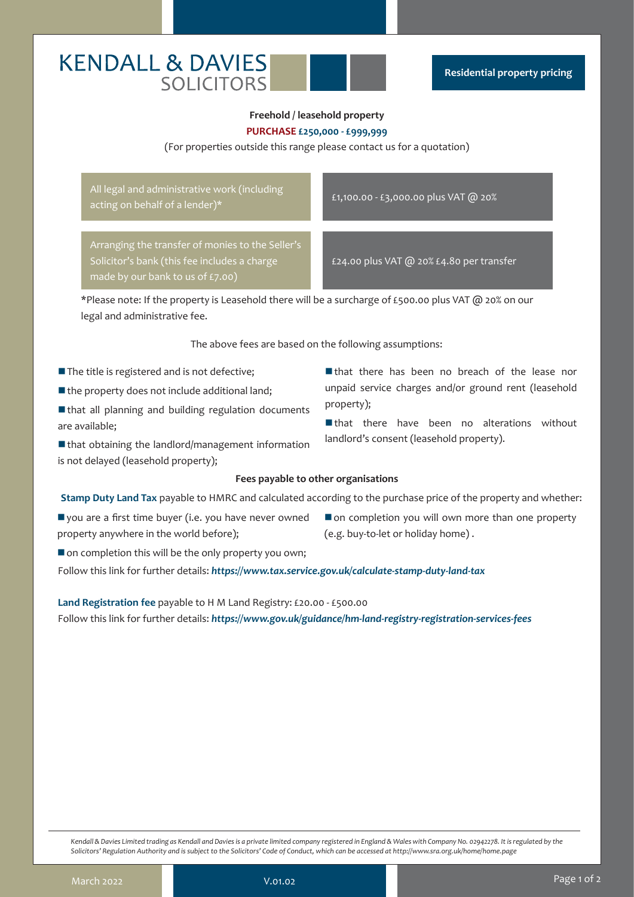# KENDALL & DAVIES SOLICITORS

**Residential property pricing**

### Freehold / leasehold property

**PURCHASE £250,000 - £999,999**

(For properties outside this range please contact us for a quotation)

| | |
|---|---|
| All legal and administrative work (including acting on behalf of a lender)* | £1,100.00 - £3,000.00 plus VAT @ 20% |
| Arranging the transfer of monies to the Seller's Solicitor's bank (this fee includes a charge made by our bank to us of £7.00) | £24.00 plus VAT @ 20% £4.80 per transfer |

*Please note: If the property is Leasehold there will be a surcharge of £500.00 plus VAT @ 20% on our legal and administrative fee.

The above fees are based on the following assumptions:

- The title is registered and is not defective;
- the property does not include additional land;
- that all planning and building regulation documents are available;
- that obtaining the landlord/management information is not delayed (leasehold property);
- that there has been no breach of the lease nor unpaid service charges and/or ground rent (leasehold property);
- that there have been no alterations without landlord's consent (leasehold property).

### Fees payable to other organisations

**Stamp Duty Land Tax** payable to HMRC and calculated according to the purchase price of the property and whether:

- you are a first time buyer (i.e. you have never owned property anywhere in the world before);
- on completion this will be the only property you own;
- on completion you will own more than one property (e.g. buy-to-let or holiday home) .

Follow this link for further details: ***https://www.tax.service.gov.uk/calculate-stamp-duty-land-tax***

**Land Registration fee** payable to H M Land Registry: £20.00 - £500.00

Follow this link for further details: ***https://www.gov.uk/guidance/hm-land-registry-registration-services-fees***

*Kendall & Davies Limited trading as Kendall and Davies is a private limited company registered in England & Wales with Company No. 02942278. It is regulated by the Solicitors' Regulation Authority and is subject to the Solicitors' Code of Conduct, which can be accessed at http://www.sra.org.uk/home/home.page*

March 2022 V.01.02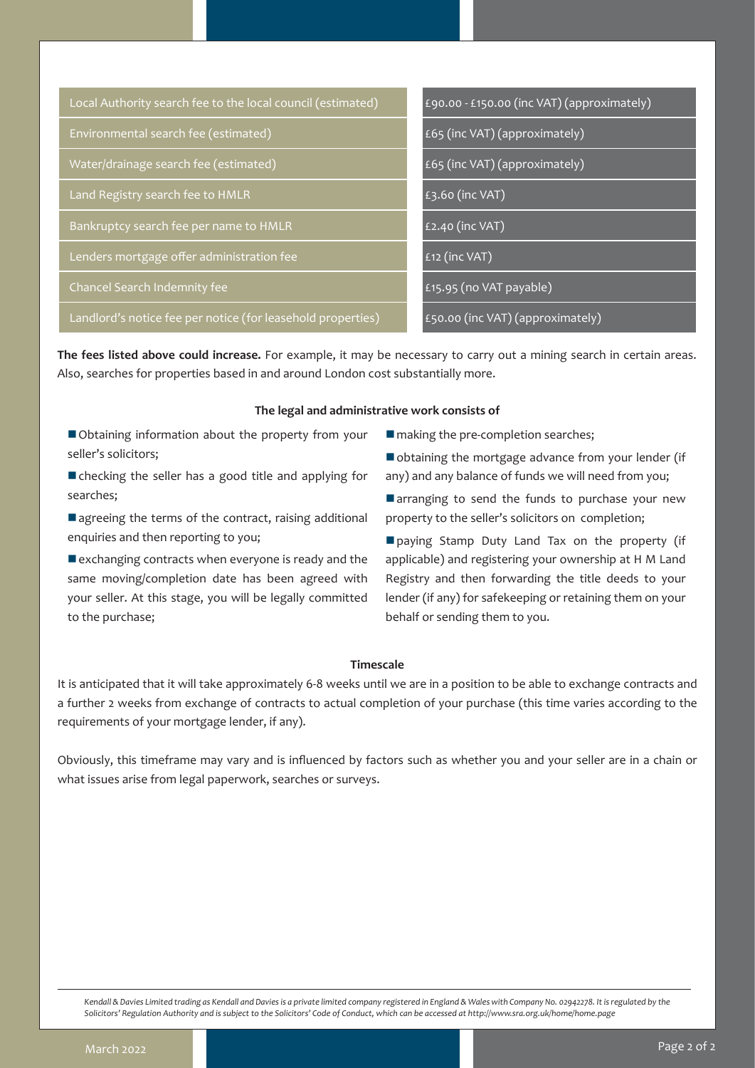| | |
|---|---|
| Local Authority search fee to the local council (estimated) | £90.00 - £150.00 (inc VAT) (approximately) |
| Environmental search fee (estimated) | £65 (inc VAT) (approximately) |
| Water/drainage search fee (estimated) | £65 (inc VAT) (approximately) |
| Land Registry search fee to HMLR | £3.60 (inc VAT) |
| Bankruptcy search fee per name to HMLR | £2.40 (inc VAT) |
| Lenders mortgage offer administration fee | £12 (inc VAT) |
| Chancel Search Indemnity fee | £15.95 (no VAT payable) |
| Landlord's notice fee per notice (for leasehold properties) | £50.00 (inc VAT) (approximately) |

**The fees listed above could increase.** For example, it may be necessary to carry out a mining search in certain areas. Also, searches for properties based in and around London cost substantially more.

### The legal and administrative work consists of

- Obtaining information about the property from your seller's solicitors;
- checking the seller has a good title and applying for searches;
- agreeing the terms of the contract, raising additional enquiries and then reporting to you;
- exchanging contracts when everyone is ready and the same moving/completion date has been agreed with your seller. At this stage, you will be legally committed to the purchase;
- making the pre-completion searches;
- obtaining the mortgage advance from your lender (if any) and any balance of funds we will need from you;
- arranging to send the funds to purchase your new property to the seller's solicitors on completion;
- paying Stamp Duty Land Tax on the property (if applicable) and registering your ownership at H M Land Registry and then forwarding the title deeds to your lender (if any) for safekeeping or retaining them on your behalf or sending them to you.

### Timescale

It is anticipated that it will take approximately 6-8 weeks until we are in a position to be able to exchange contracts and a further 2 weeks from exchange of contracts to actual completion of your purchase (this time varies according to the requirements of your mortgage lender, if any).

Obviously, this timeframe may vary and is influenced by factors such as whether you and your seller are in a chain or what issues arise from legal paperwork, searches or surveys.

*Kendall & Davies Limited trading as Kendall and Davies is a private limited company registered in England & Wales with Company No. 02942278. It is regulated by the Solicitors' Regulation Authority and is subject to the Solicitors' Code of Conduct, which can be accessed at http://www.sra.org.uk/home/home.page*

March 2022